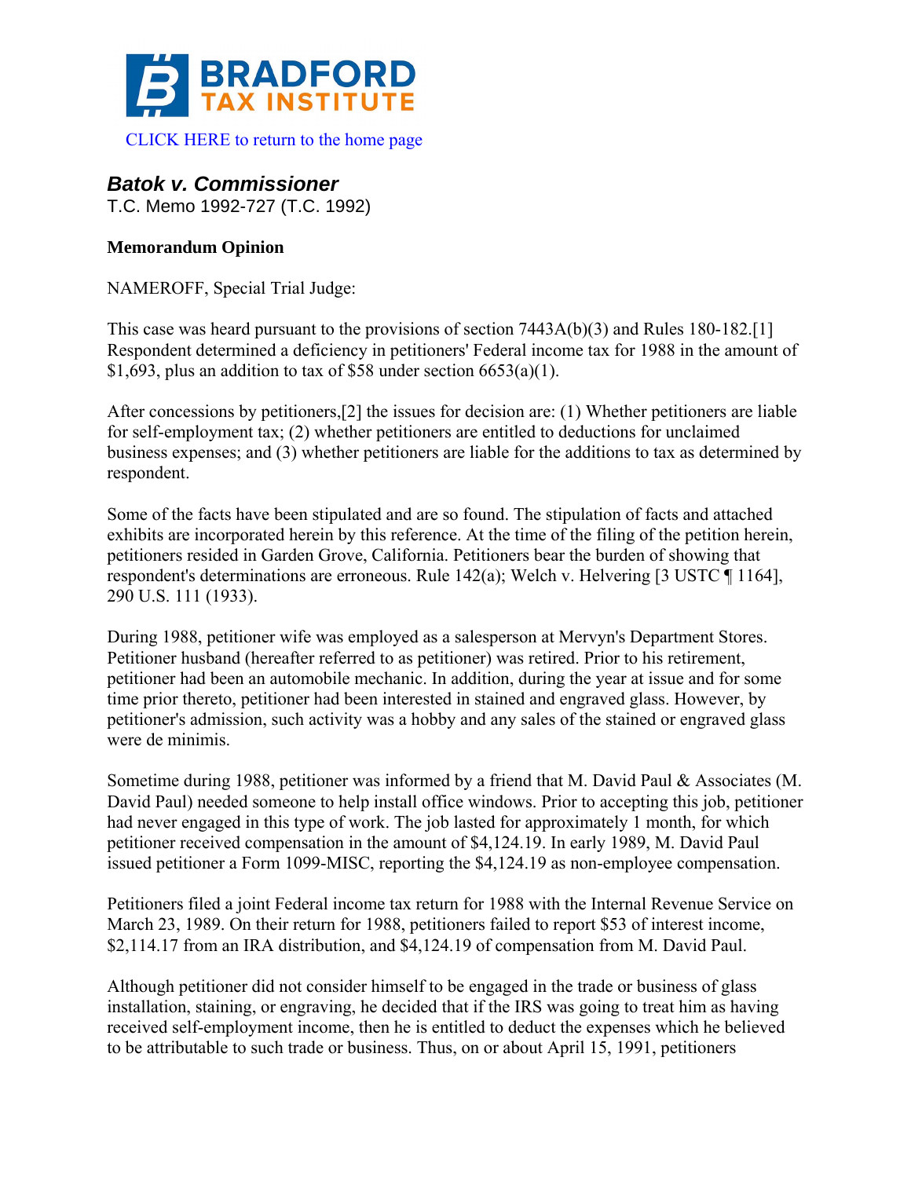CLICK HERE to return to the home page

## *Batok v. Commissioner*

T.C. Memo 1992-727 (T.C. 1992)

**Memorandum Opinion**

NAMEROFF, Special Trial Judge:

This case was heard pursuant to the provisions of section 7443A(b)(3) and Rules 180-182.[1] Respondent determined a deficiency in petitioners' Federal income tax for 1988 in the amount of $1,693, plus an addition to tax of $58 under section 6653(a)(1).

After concessions by petitioners,[2] the issues for decision are: (1) Whether petitioners are liable for self-employment tax; (2) whether petitioners are entitled to deductions for unclaimed business expenses; and (3) whether petitioners are liable for the additions to tax as determined by respondent.

Some of the facts have been stipulated and are so found. The stipulation of facts and attached exhibits are incorporated herein by this reference. At the time of the filing of the petition herein, petitioners resided in Garden Grove, California. Petitioners bear the burden of showing that respondent's determinations are erroneous. Rule 142(a); Welch v. Helvering [3 USTC ¶ 1164], 290 U.S. 111 (1933).

During 1988, petitioner wife was employed as a salesperson at Mervyn's Department Stores. Petitioner husband (hereafter referred to as petitioner) was retired. Prior to his retirement, petitioner had been an automobile mechanic. In addition, during the year at issue and for some time prior thereto, petitioner had been interested in stained and engraved glass. However, by petitioner's admission, such activity was a hobby and any sales of the stained or engraved glass were de minimis.

Sometime during 1988, petitioner was informed by a friend that M. David Paul & Associates (M. David Paul) needed someone to help install office windows. Prior to accepting this job, petitioner had never engaged in this type of work. The job lasted for approximately 1 month, for which petitioner received compensation in the amount of $4,124.19. In early 1989, M. David Paul issued petitioner a Form 1099-MISC, reporting the $4,124.19 as non-employee compensation.

Petitioners filed a joint Federal income tax return for 1988 with the Internal Revenue Service on March 23, 1989. On their return for 1988, petitioners failed to report $53 of interest income, $2,114.17 from an IRA distribution, and $4,124.19 of compensation from M. David Paul.

Although petitioner did not consider himself to be engaged in the trade or business of glass installation, staining, or engraving, he decided that if the IRS was going to treat him as having received self-employment income, then he is entitled to deduct the expenses which he believed to be attributable to such trade or business. Thus, on or about April 15, 1991, petitioners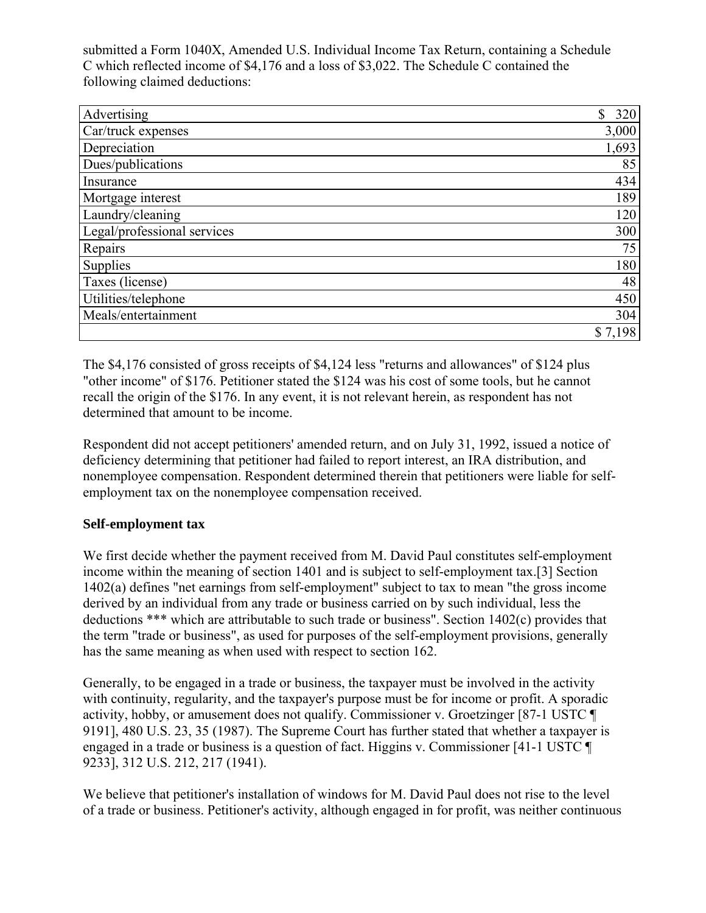submitted a Form 1040X, Amended U.S. Individual Income Tax Return, containing a Schedule C which reflected income of $4,176 and a loss of $3,022. The Schedule C contained the following claimed deductions:

| | |
|---|---:|
| Advertising | $ 320 |
| Car/truck expenses | 3,000 |
| Depreciation | 1,693 |
| Dues/publications | 85 |
| Insurance | 434 |
| Mortgage interest | 189 |
| Laundry/cleaning | 120 |
| Legal/professional services | 300 |
| Repairs | 75 |
| Supplies | 180 |
| Taxes (license) | 48 |
| Utilities/telephone | 450 |
| Meals/entertainment | 304 |
| | $ 7,198 |

The $4,176 consisted of gross receipts of $4,124 less "returns and allowances" of $124 plus "other income" of $176. Petitioner stated the $124 was his cost of some tools, but he cannot recall the origin of the $176. In any event, it is not relevant herein, as respondent has not determined that amount to be income.

Respondent did not accept petitioners' amended return, and on July 31, 1992, issued a notice of deficiency determining that petitioner had failed to report interest, an IRA distribution, and nonemployee compensation. Respondent determined therein that petitioners were liable for self-employment tax on the nonemployee compensation received.

### Self-employment tax

We first decide whether the payment received from M. David Paul constitutes self-employment income within the meaning of section 1401 and is subject to self-employment tax.[3] Section 1402(a) defines "net earnings from self-employment" subject to tax to mean "the gross income derived by an individual from any trade or business carried on by such individual, less the deductions *** which are attributable to such trade or business". Section 1402(c) provides that the term "trade or business", as used for purposes of the self-employment provisions, generally has the same meaning as when used with respect to section 162.

Generally, to be engaged in a trade or business, the taxpayer must be involved in the activity with continuity, regularity, and the taxpayer's purpose must be for income or profit. A sporadic activity, hobby, or amusement does not qualify. Commissioner v. Groetzinger [87-1 USTC ¶ 9191], 480 U.S. 23, 35 (1987). The Supreme Court has further stated that whether a taxpayer is engaged in a trade or business is a question of fact. Higgins v. Commissioner [41-1 USTC ¶ 9233], 312 U.S. 212, 217 (1941).

We believe that petitioner's installation of windows for M. David Paul does not rise to the level of a trade or business. Petitioner's activity, although engaged in for profit, was neither continuous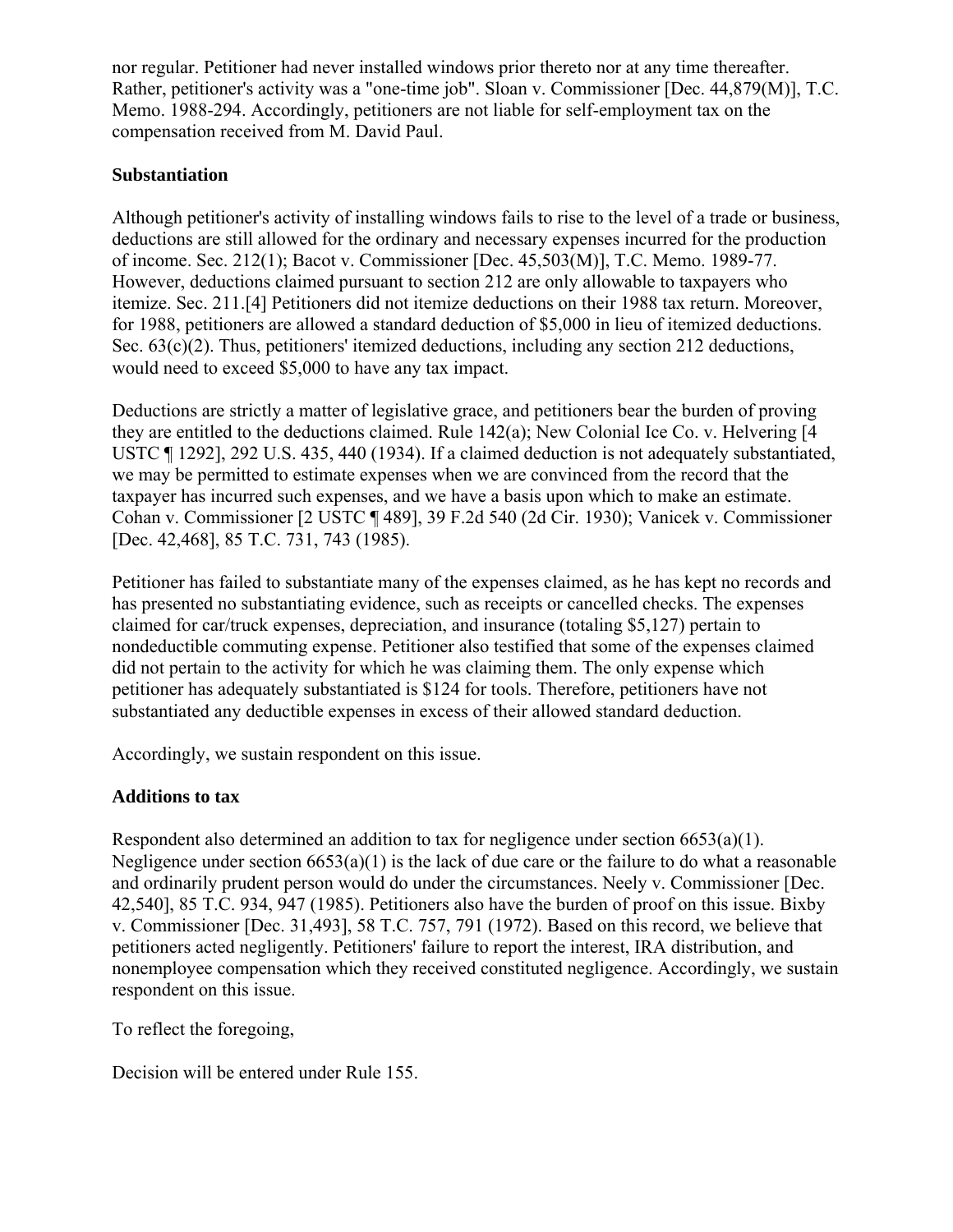nor regular. Petitioner had never installed windows prior thereto nor at any time thereafter. Rather, petitioner's activity was a "one-time job". Sloan v. Commissioner [Dec. 44,879(M)], T.C. Memo. 1988-294. Accordingly, petitioners are not liable for self-employment tax on the compensation received from M. David Paul.

### Substantiation

Although petitioner's activity of installing windows fails to rise to the level of a trade or business, deductions are still allowed for the ordinary and necessary expenses incurred for the production of income. Sec. 212(1); Bacot v. Commissioner [Dec. 45,503(M)], T.C. Memo. 1989-77. However, deductions claimed pursuant to section 212 are only allowable to taxpayers who itemize. Sec. 211.[4] Petitioners did not itemize deductions on their 1988 tax return. Moreover, for 1988, petitioners are allowed a standard deduction of $5,000 in lieu of itemized deductions. Sec. 63(c)(2). Thus, petitioners' itemized deductions, including any section 212 deductions, would need to exceed $5,000 to have any tax impact.

Deductions are strictly a matter of legislative grace, and petitioners bear the burden of proving they are entitled to the deductions claimed. Rule 142(a); New Colonial Ice Co. v. Helvering [4 USTC ¶ 1292], 292 U.S. 435, 440 (1934). If a claimed deduction is not adequately substantiated, we may be permitted to estimate expenses when we are convinced from the record that the taxpayer has incurred such expenses, and we have a basis upon which to make an estimate. Cohan v. Commissioner [2 USTC ¶ 489], 39 F.2d 540 (2d Cir. 1930); Vanicek v. Commissioner [Dec. 42,468], 85 T.C. 731, 743 (1985).

Petitioner has failed to substantiate many of the expenses claimed, as he has kept no records and has presented no substantiating evidence, such as receipts or cancelled checks. The expenses claimed for car/truck expenses, depreciation, and insurance (totaling $5,127) pertain to nondeductible commuting expense. Petitioner also testified that some of the expenses claimed did not pertain to the activity for which he was claiming them. The only expense which petitioner has adequately substantiated is $124 for tools. Therefore, petitioners have not substantiated any deductible expenses in excess of their allowed standard deduction.

Accordingly, we sustain respondent on this issue.

### Additions to tax

Respondent also determined an addition to tax for negligence under section 6653(a)(1). Negligence under section 6653(a)(1) is the lack of due care or the failure to do what a reasonable and ordinarily prudent person would do under the circumstances. Neely v. Commissioner [Dec. 42,540], 85 T.C. 934, 947 (1985). Petitioners also have the burden of proof on this issue. Bixby v. Commissioner [Dec. 31,493], 58 T.C. 757, 791 (1972). Based on this record, we believe that petitioners acted negligently. Petitioners' failure to report the interest, IRA distribution, and nonemployee compensation which they received constituted negligence. Accordingly, we sustain respondent on this issue.

To reflect the foregoing,

Decision will be entered under Rule 155.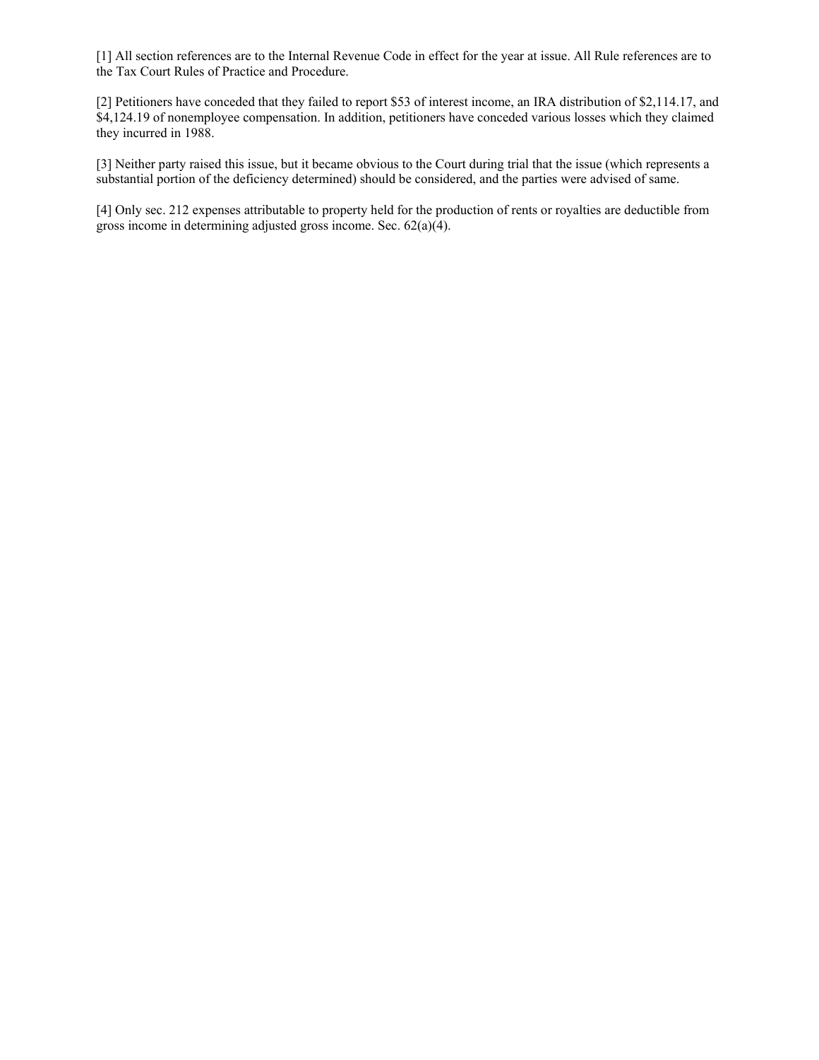[1] All section references are to the Internal Revenue Code in effect for the year at issue. All Rule references are to the Tax Court Rules of Practice and Procedure.

[2] Petitioners have conceded that they failed to report $53 of interest income, an IRA distribution of $2,114.17, and $4,124.19 of nonemployee compensation. In addition, petitioners have conceded various losses which they claimed they incurred in 1988.

[3] Neither party raised this issue, but it became obvious to the Court during trial that the issue (which represents a substantial portion of the deficiency determined) should be considered, and the parties were advised of same.

[4] Only sec. 212 expenses attributable to property held for the production of rents or royalties are deductible from gross income in determining adjusted gross income. Sec. 62(a)(4).